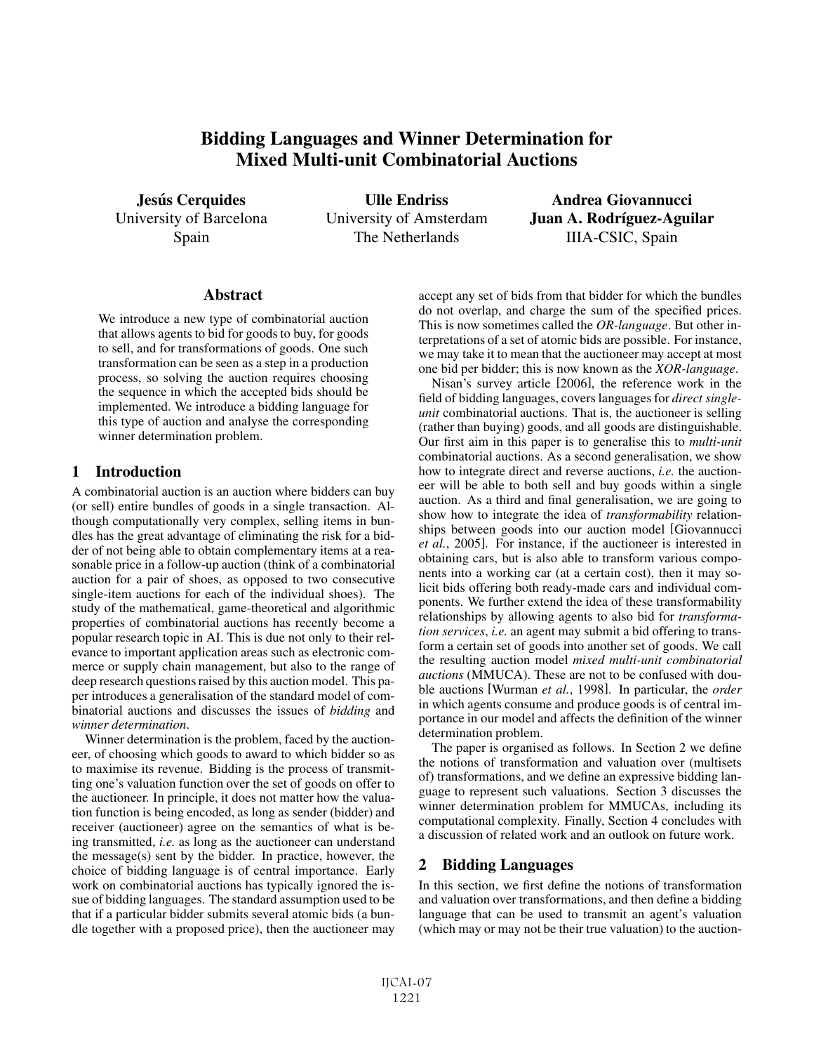# Bidding Languages and Winner Determination for Mixed Multi-unit Combinatorial Auctions

**Jesús Cerquides**
University of Barcelona
Spain

**Ulle Endriss**
University of Amsterdam
The Netherlands

**Andrea Giovannucci**
**Juan A. Rodríguez-Aguilar**
IIIA-CSIC, Spain

## Abstract

We introduce a new type of combinatorial auction that allows agents to bid for goods to buy, for goods to sell, and for transformations of goods. One such transformation can be seen as a step in a production process, so solving the auction requires choosing the sequence in which the accepted bids should be implemented. We introduce a bidding language for this type of auction and analyse the corresponding winner determination problem.

## 1 Introduction

A combinatorial auction is an auction where bidders can buy (or sell) entire bundles of goods in a single transaction. Although computationally very complex, selling items in bundles has the great advantage of eliminating the risk for a bidder of not being able to obtain complementary items at a reasonable price in a follow-up auction (think of a combinatorial auction for a pair of shoes, as opposed to two consecutive single-item auctions for each of the individual shoes). The study of the mathematical, game-theoretical and algorithmic properties of combinatorial auctions has recently become a popular research topic in AI. This is due not only to their relevance to important application areas such as electronic commerce or supply chain management, but also to the range of deep research questions raised by this auction model. This paper introduces a generalisation of the standard model of combinatorial auctions and discusses the issues of *bidding* and *winner determination*.

Winner determination is the problem, faced by the auctioneer, of choosing which goods to award to which bidder so as to maximise its revenue. Bidding is the process of transmitting one's valuation function over the set of goods on offer to the auctioneer. In principle, it does not matter how the valuation function is being encoded, as long as sender (bidder) and receiver (auctioneer) agree on the semantics of what is being transmitted, *i.e.* as long as the auctioneer can understand the message(s) sent by the bidder. In practice, however, the choice of bidding language is of central importance. Early work on combinatorial auctions has typically ignored the issue of bidding languages. The standard assumption used to be that if a particular bidder submits several atomic bids (a bundle together with a proposed price), then the auctioneer may accept any set of bids from that bidder for which the bundles do not overlap, and charge the sum of the specified prices. This is now sometimes called the *OR-language*. But other interpretations of a set of atomic bids are possible. For instance, we may take it to mean that the auctioneer may accept at most one bid per bidder; this is now known as the *XOR-language*.

Nisan's survey article [2006], the reference work in the field of bidding languages, covers languages for *direct single-unit* combinatorial auctions. That is, the auctioneer is selling (rather than buying) goods, and all goods are distinguishable. Our first aim in this paper is to generalise this to *multi-unit* combinatorial auctions. As a second generalisation, we show how to integrate direct and reverse auctions, *i.e.* the auctioneer will be able to both sell and buy goods within a single auction. As a third and final generalisation, we are going to show how to integrate the idea of *transformability* relationships between goods into our auction model [Giovannucci *et al.*, 2005]. For instance, if the auctioneer is interested in obtaining cars, but is also able to transform various components into a working car (at a certain cost), then it may solicit bids offering both ready-made cars and individual components. We further extend the idea of these transformability relationships by allowing agents to also bid for *transformation services*, *i.e.* an agent may submit a bid offering to transform a certain set of goods into another set of goods. We call the resulting auction model *mixed multi-unit combinatorial auctions* (MMUCA). These are not to be confused with double auctions [Wurman *et al.*, 1998]. In particular, the *order* in which agents consume and produce goods is of central importance in our model and affects the definition of the winner determination problem.

The paper is organised as follows. In Section 2 we define the notions of transformation and valuation over (multisets of) transformations, and we define an expressive bidding language to represent such valuations. Section 3 discusses the winner determination problem for MMUCAs, including its computational complexity. Finally, Section 4 concludes with a discussion of related work and an outlook on future work.

## 2 Bidding Languages

In this section, we first define the notions of transformation and valuation over transformations, and then define a bidding language that can be used to transmit an agent's valuation (which may or may not be their true valuation) to the auction-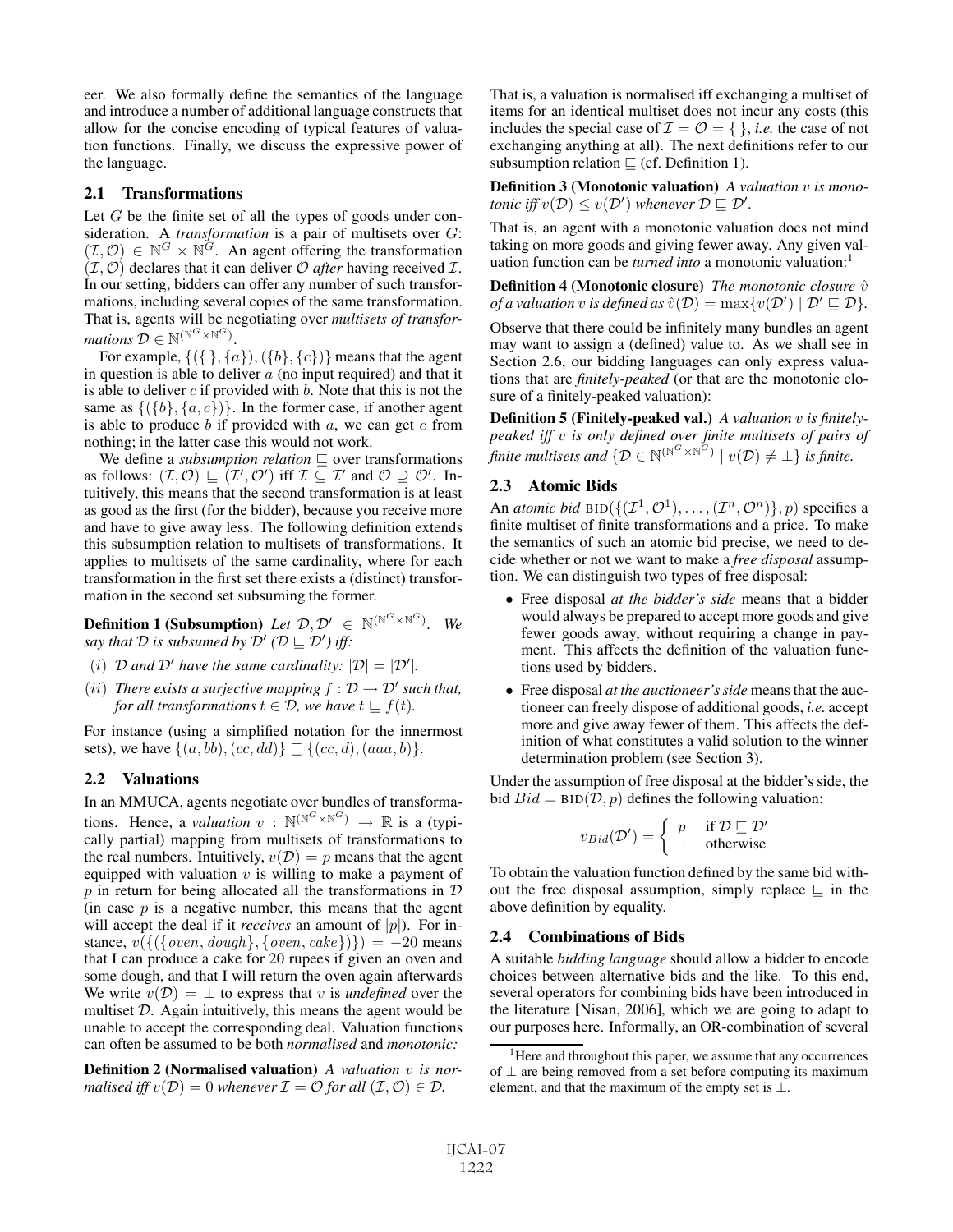eer. We also formally define the semantics of the language and introduce a number of additional language constructs that allow for the concise encoding of typical features of valuation functions. Finally, we discuss the expressive power of the language.

## 2.1 Transformations

Let $G$ be the finite set of all the types of goods under consideration. A *transformation* is a pair of multisets over $G$: $(\mathcal{I}, \mathcal{O}) \in \mathbb{N}^G \times \mathbb{N}^G$. An agent offering the transformation $(\mathcal{I}, \mathcal{O})$ declares that it can deliver $\mathcal{O}$ *after* having received $\mathcal{I}$. In our setting, bidders can offer any number of such transformations, including several copies of the same transformation. That is, agents will be negotiating over *multisets of transformations* $\mathcal{D} \in \mathbb{N}^{(\mathbb{N}^G \times \mathbb{N}^G)}$.

For example, $\{(\{\,\}, \{a\}), (\{b\}, \{c\})\}$ means that the agent in question is able to deliver $a$ (no input required) and that it is able to deliver $c$ if provided with $b$. Note that this is not the same as $\{(\{b\}, \{a, c\})\}$. In the former case, if another agent is able to produce $b$ if provided with $a$, we can get $c$ from nothing; in the latter case this would not work.

We define a *subsumption relation* $\sqsubseteq$ over transformations as follows: $(\mathcal{I}, \mathcal{O}) \sqsubseteq (\mathcal{I}', \mathcal{O}')$ iff $\mathcal{I} \subseteq \mathcal{I}'$ and $\mathcal{O} \supseteq \mathcal{O}'$. Intuitively, this means that the second transformation is at least as good as the first (for the bidder), because you receive more and have to give away less. The following definition extends this subsumption relation to multisets of transformations. It applies to multisets of the same cardinality, where for each transformation in the first set there exists a (distinct) transformation in the second set subsuming the former.

**Definition 1 (Subsumption)** *Let $\mathcal{D}, \mathcal{D}' \in \mathbb{N}^{(\mathbb{N}^G \times \mathbb{N}^G)}$. We say that $\mathcal{D}$ is subsumed by $\mathcal{D}'$ ($\mathcal{D} \sqsubseteq \mathcal{D}'$) iff:*

- $(i)$ *$\mathcal{D}$ and $\mathcal{D}'$ have the same cardinality: $|\mathcal{D}| = |\mathcal{D}'|$.*
- $(ii)$ *There exists a surjective mapping $f : \mathcal{D} \to \mathcal{D}'$ such that, for all transformations $t \in \mathcal{D}$, we have $t \sqsubseteq f(t)$.*

For instance (using a simplified notation for the innermost sets), we have $\{(a, bb), (cc, dd)\} \sqsubseteq \{(cc, d), (aaa, b)\}$.

## 2.2 Valuations

In an MMUCA, agents negotiate over bundles of transformations. Hence, a *valuation* $v : \mathbb{N}^{(\mathbb{N}^G \times \mathbb{N}^G)} \to \mathbb{R}$ is a (typically partial) mapping from multisets of transformations to the real numbers. Intuitively, $v(\mathcal{D}) = p$ means that the agent equipped with valuation $v$ is willing to make a payment of $p$ in return for being allocated all the transformations in $\mathcal{D}$ (in case $p$ is a negative number, this means that the agent will accept the deal if it *receives* an amount of $|p|$). For instance, $v(\{(\{oven, dough\}, \{oven, cake\})\}) = -20$ means that I can produce a cake for 20 rupees if given an oven and some dough, and that I will return the oven again afterwards We write $v(\mathcal{D}) = \bot$ to express that $v$ is *undefined* over the multiset $\mathcal{D}$. Again intuitively, this means the agent would be unable to accept the corresponding deal. Valuation functions can often be assumed to be both *normalised* and *monotonic:*

**Definition 2 (Normalised valuation)** *A valuation $v$ is normalised iff $v(\mathcal{D}) = 0$ whenever $\mathcal{I} = \mathcal{O}$ for all $(\mathcal{I}, \mathcal{O}) \in \mathcal{D}$.*

That is, a valuation is normalised iff exchanging a multiset of items for an identical multiset does not incur any costs (this includes the special case of $\mathcal{I} = \mathcal{O} = \{\,\}$, *i.e.* the case of not exchanging anything at all). The next definitions refer to our subsumption relation $\sqsubseteq$ (cf. Definition 1).

**Definition 3 (Monotonic valuation)** *A valuation $v$ is monotonic iff $v(\mathcal{D}) \leq v(\mathcal{D}')$ whenever $\mathcal{D} \sqsubseteq \mathcal{D}'$.*

That is, an agent with a monotonic valuation does not mind taking on more goods and giving fewer away. Any given valuation function can be *turned into* a monotonic valuation:[1]

**Definition 4 (Monotonic closure)** *The monotonic closure $\hat{v}$ of a valuation $v$ is defined as $\hat{v}(\mathcal{D}) = \max\{v(\mathcal{D}') \mid \mathcal{D}' \sqsubseteq \mathcal{D}\}$.*

Observe that there could be infinitely many bundles an agent may want to assign a (defined) value to. As we shall see in Section 2.6, our bidding languages can only express valuations that are *finitely-peaked* (or that are the monotonic closure of a finitely-peaked valuation):

**Definition 5 (Finitely-peaked val.)** *A valuation $v$ is finitely-peaked iff $v$ is only defined over finite multisets of pairs of finite multisets and $\{\mathcal{D} \in \mathbb{N}^{(\mathbb{N}^G \times \mathbb{N}^G)} \mid v(\mathcal{D}) \neq \bot\}$ is finite.*

## 2.3 Atomic Bids

An *atomic bid* $\text{BID}(\{(\mathcal{I}^1, \mathcal{O}^1), \ldots, (\mathcal{I}^n, \mathcal{O}^n)\}, p)$ specifies a finite multiset of finite transformations and a price. To make the semantics of such an atomic bid precise, we need to decide whether or not we want to make a *free disposal* assumption. We can distinguish two types of free disposal:

- Free disposal *at the bidder's side* means that a bidder would always be prepared to accept more goods and give fewer goods away, without requiring a change in payment. This affects the definition of the valuation functions used by bidders.
- Free disposal *at the auctioneer's side* means that the auctioneer can freely dispose of additional goods, *i.e.* accept more and give away fewer of them. This affects the definition of what constitutes a valid solution to the winner determination problem (see Section 3).

Under the assumption of free disposal at the bidder's side, the bid $Bid = \text{BID}(\mathcal{D}, p)$ defines the following valuation:

$$v_{Bid}(\mathcal{D}') = \begin{cases} p & \text{if } \mathcal{D} \sqsubseteq \mathcal{D}' \\ \bot & \text{otherwise} \end{cases}$$

To obtain the valuation function defined by the same bid without the free disposal assumption, simply replace $\sqsubseteq$ in the above definition by equality.

## 2.4 Combinations of Bids

A suitable *bidding language* should allow a bidder to encode choices between alternative bids and the like. To this end, several operators for combining bids have been introduced in the literature [Nisan, 2006], which we are going to adapt to our purposes here. Informally, an OR-combination of several

[1] Here and throughout this paper, we assume that any occurrences of $\bot$ are being removed from a set before computing its maximum element, and that the maximum of the empty set is $\bot$.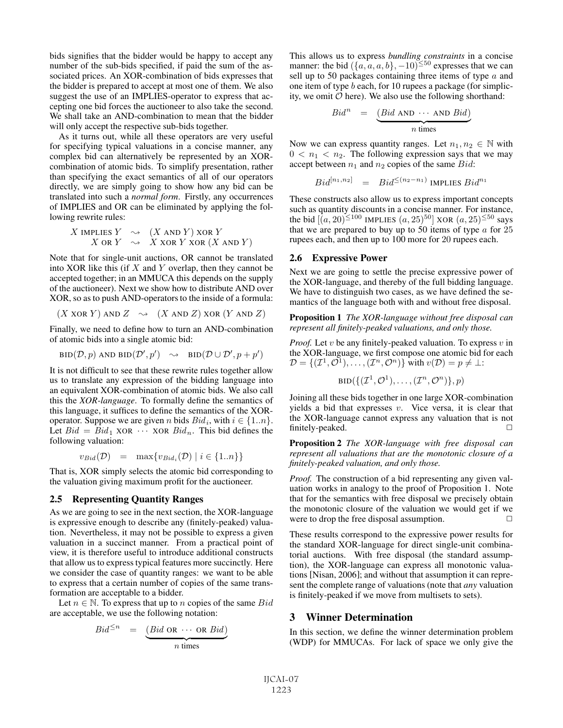bids signifies that the bidder would be happy to accept any number of the sub-bids specified, if paid the sum of the associated prices. An XOR-combination of bids expresses that the bidder is prepared to accept at most one of them. We also suggest the use of an IMPLIES-operator to express that accepting one bid forces the auctioneer to also take the second. We shall take an AND-combination to mean that the bidder will only accept the respective sub-bids together.

As it turns out, while all these operators are very useful for specifying typical valuations in a concise manner, any complex bid can alternatively be represented by an XOR-combination of atomic bids. To simplify presentation, rather than specifying the exact semantics of all of our operators directly, we are simply going to show how any bid can be translated into such a *normal form*. Firstly, any occurrences of IMPLIES and OR can be eliminated by applying the following rewrite rules:

$$
\begin{aligned}
X \text{ IMPLIES } Y &\rightsquigarrow (X \text{ AND } Y) \text{ XOR } Y \\
X \text{ OR } Y &\rightsquigarrow X \text{ XOR } Y \text{ XOR } (X \text{ AND } Y)
\end{aligned}
$$

Note that for single-unit auctions, OR cannot be translated into XOR like this (if $X$ and $Y$ overlap, then they cannot be accepted together; in an MMUCA this depends on the supply of the auctioneer). Next we show how to distribute AND over XOR, so as to push AND-operators to the inside of a formula:

$$
(X \text{ XOR } Y) \text{ AND } Z \rightsquigarrow (X \text{ AND } Z) \text{ XOR } (Y \text{ AND } Z)
$$

Finally, we need to define how to turn an AND-combination of atomic bids into a single atomic bid:

$$
\text{BID}(\mathcal{D}, p) \text{ AND } \text{BID}(\mathcal{D}', p') \rightsquigarrow \text{BID}(\mathcal{D} \cup \mathcal{D}', p + p')
$$

It is not difficult to see that these rewrite rules together allow us to translate any expression of the bidding language into an equivalent XOR-combination of atomic bids. We also call this the *XOR-language*. To formally define the semantics of this language, it suffices to define the semantics of the XOR-operator. Suppose we are given $n$ bids $Bid_i$, with $i \in \{1..n\}$. Let $Bid = Bid_1 \text{ XOR } \cdots \text{ XOR } Bid_n$. This bid defines the following valuation:

$$
v_{Bid}(\mathcal{D}) = \max\{v_{Bid_i}(\mathcal{D}) \mid i \in \{1..n\}\}
$$

That is, XOR simply selects the atomic bid corresponding to the valuation giving maximum profit for the auctioneer.

### 2.5 Representing Quantity Ranges

As we are going to see in the next section, the XOR-language is expressive enough to describe any (finitely-peaked) valuation. Nevertheless, it may not be possible to express a given valuation in a succinct manner. From a practical point of view, it is therefore useful to introduce additional constructs that allow us to express typical features more succinctly. Here we consider the case of quantity ranges: we want to be able to express that a certain number of copies of the same transformation are acceptable to a bidder.

Let $n \in \mathbb{N}$. To express that up to $n$ copies of the same $Bid$ are acceptable, we use the following notation:

$$
Bid^{\leq n} = \underbrace{(Bid \text{ OR } \cdots \text{ OR } Bid)}_{n \text{ times}}
$$

This allows us to express *bundling constraints* in a concise manner: the bid $(\{a, a, a, b\}, -10)^{\leq 50}$ expresses that we can sell up to 50 packages containing three items of type $a$ and one item of type $b$ each, for 10 rupees a package (for simplicity, we omit $\mathcal{O}$ here). We also use the following shorthand:

$$
Bid^{n} = \underbrace{(Bid \text{ AND } \cdots \text{ AND } Bid)}_{n \text{ times}}
$$

Now we can express quantity ranges. Let $n_1, n_2 \in \mathbb{N}$ with $0 < n_1 < n_2$. The following expression says that we may accept between $n_1$ and $n_2$ copies of the same $Bid$:

$$
Bid^{[n_1, n_2]} = Bid^{\leq (n_2 - n_1)} \text{ IMPLIES } Bid^{n_1}
$$

These constructs also allow us to express important concepts such as quantity discounts in a concise manner. For instance, the bid $[(a, 20)^{\leq 100} \text{ IMPLIES } (a, 25)^{50}] \text{ XOR } (a, 25)^{\leq 50}$ says that we are prepared to buy up to 50 items of type $a$ for 25 rupees each, and then up to 100 more for 20 rupees each.

### 2.6 Expressive Power

Next we are going to settle the precise expressive power of the XOR-language, and thereby of the full bidding language. We have to distinguish two cases, as we have defined the semantics of the language both with and without free disposal.

**Proposition 1** *The XOR-language without free disposal can represent all finitely-peaked valuations, and only those.*

*Proof.* Let $v$ be any finitely-peaked valuation. To express $v$ in the XOR-language, we first compose one atomic bid for each $\mathcal{D} = \{(\mathcal{I}^1, \mathcal{O}^1), \ldots, (\mathcal{I}^n, \mathcal{O}^n)\}$ with $v(\mathcal{D}) = p \neq \bot$:

$$
\text{BID}(\{(\mathcal{I}^1, \mathcal{O}^1), \ldots, (\mathcal{I}^n, \mathcal{O}^n)\}, p)
$$

Joining all these bids together in one large XOR-combination yields a bid that expresses $v$. Vice versa, it is clear that the XOR-language cannot express any valuation that is not finitely-peaked. □

**Proposition 2** *The XOR-language with free disposal can represent all valuations that are the monotonic closure of a finitely-peaked valuation, and only those.*

*Proof.* The construction of a bid representing any given valuation works in analogy to the proof of Proposition 1. Note that for the semantics with free disposal we precisely obtain the monotonic closure of the valuation we would get if we were to drop the free disposal assumption. □

These results correspond to the expressive power results for the standard XOR-language for direct single-unit combinatorial auctions. With free disposal (the standard assumption), the XOR-language can express all monotonic valuations [Nisan, 2006]; and without that assumption it can represent the complete range of valuations (note that *any* valuation is finitely-peaked if we move from multisets to sets).

## 3 Winner Determination

In this section, we define the winner determination problem (WDP) for MMUCAs. For lack of space we only give the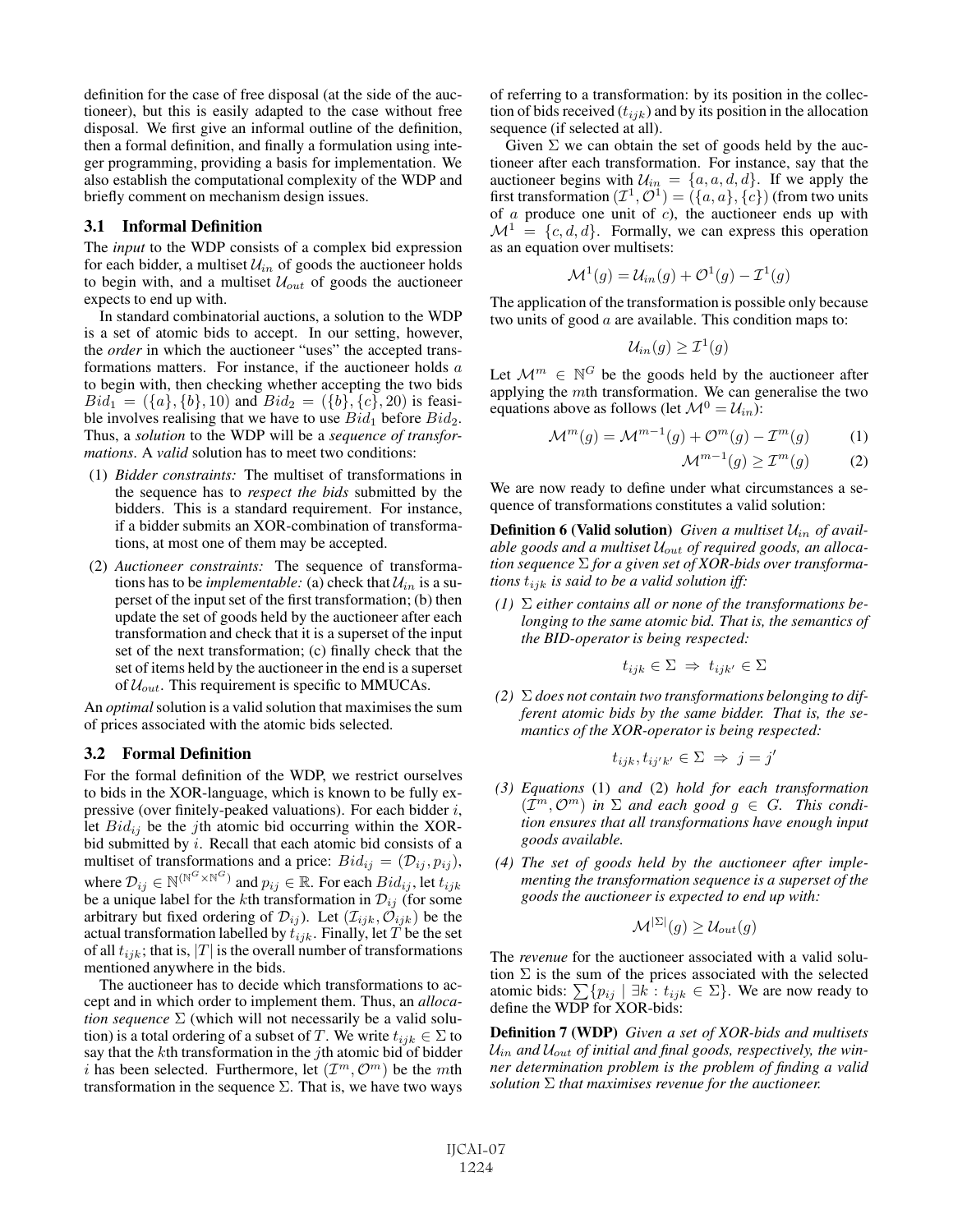definition for the case of free disposal (at the side of the auctioneer), but this is easily adapted to the case without free disposal. We first give an informal outline of the definition, then a formal definition, and finally a formulation using integer programming, providing a basis for implementation. We also establish the computational complexity of the WDP and briefly comment on mechanism design issues.

### 3.1 Informal Definition

The *input* to the WDP consists of a complex bid expression for each bidder, a multiset $\mathcal{U}_{in}$ of goods the auctioneer holds to begin with, and a multiset $\mathcal{U}_{out}$ of goods the auctioneer expects to end up with.

In standard combinatorial auctions, a solution to the WDP is a set of atomic bids to accept. In our setting, however, the *order* in which the auctioneer "uses" the accepted transformations matters. For instance, if the auctioneer holds $a$ to begin with, then checking whether accepting the two bids $Bid_1 = (\{a\}, \{b\}, 10)$ and $Bid_2 = (\{b\}, \{c\}, 20)$ is feasible involves realising that we have to use $Bid_1$ before $Bid_2$. Thus, a *solution* to the WDP will be a *sequence of transformations*. A *valid* solution has to meet two conditions:

(1) *Bidder constraints:* The multiset of transformations in the sequence has to *respect the bids* submitted by the bidders. This is a standard requirement. For instance, if a bidder submits an XOR-combination of transformations, at most one of them may be accepted.

(2) *Auctioneer constraints:* The sequence of transformations has to be *implementable:* (a) check that $\mathcal{U}_{in}$ is a superset of the input set of the first transformation; (b) then update the set of goods held by the auctioneer after each transformation and check that it is a superset of the input set of the next transformation; (c) finally check that the set of items held by the auctioneer in the end is a superset of $\mathcal{U}_{out}$. This requirement is specific to MMUCAs.

An *optimal* solution is a valid solution that maximises the sum of prices associated with the atomic bids selected.

### 3.2 Formal Definition

For the formal definition of the WDP, we restrict ourselves to bids in the XOR-language, which is known to be fully expressive (over finitely-peaked valuations). For each bidder $i$, let $Bid_{ij}$ be the $j$th atomic bid occurring within the XOR-bid submitted by $i$. Recall that each atomic bid consists of a multiset of transformations and a price: $Bid_{ij} = (\mathcal{D}_{ij}, p_{ij})$, where $\mathcal{D}_{ij} \in \mathbb{N}^{(\mathbb{N}^G \times \mathbb{N}^G)}$ and $p_{ij} \in \mathbb{R}$. For each $Bid_{ij}$, let $t_{ijk}$ be a unique label for the $k$th transformation in $\mathcal{D}_{ij}$ (for some arbitrary but fixed ordering of $\mathcal{D}_{ij}$). Let $(\mathcal{I}_{ijk}, \mathcal{O}_{ijk})$ be the actual transformation labelled by $t_{ijk}$. Finally, let $T$ be the set of all $t_{ijk}$; that is, $|T|$ is the overall number of transformations mentioned anywhere in the bids.

The auctioneer has to decide which transformations to accept and in which order to implement them. Thus, an *allocation sequence* $\Sigma$ (which will not necessarily be a valid solution) is a total ordering of a subset of $T$. We write $t_{ijk} \in \Sigma$ to say that the $k$th transformation in the $j$th atomic bid of bidder $i$ has been selected. Furthermore, let $(\mathcal{I}^m, \mathcal{O}^m)$ be the $m$th transformation in the sequence $\Sigma$. That is, we have two ways of referring to a transformation: by its position in the collection of bids received ($t_{ijk}$) and by its position in the allocation sequence (if selected at all).

Given $\Sigma$ we can obtain the set of goods held by the auctioneer after each transformation. For instance, say that the auctioneer begins with $\mathcal{U}_{in} = \{a, a, d, d\}$. If we apply the first transformation $(\mathcal{I}^1, \mathcal{O}^1) = (\{a, a\}, \{c\})$ (from two units of $a$ produce one unit of $c$), the auctioneer ends up with $\mathcal{M}^1 = \{c, d, d\}$. Formally, we can express this operation as an equation over multisets:

$$\mathcal{M}^1(g) = \mathcal{U}_{in}(g) + \mathcal{O}^1(g) - \mathcal{I}^1(g)$$

The application of the transformation is possible only because two units of good $a$ are available. This condition maps to:

$$\mathcal{U}_{in}(g) \geq \mathcal{I}^1(g)$$

Let $\mathcal{M}^m \in \mathbb{N}^G$ be the goods held by the auctioneer after applying the $m$th transformation. We can generalise the two equations above as follows (let $\mathcal{M}^0 = \mathcal{U}_{in}$):

$$\mathcal{M}^m(g) = \mathcal{M}^{m-1}(g) + \mathcal{O}^m(g) - \mathcal{I}^m(g) \qquad (1)$$

$$\mathcal{M}^{m-1}(g) \geq \mathcal{I}^m(g) \qquad (2)$$

We are now ready to define under what circumstances a sequence of transformations constitutes a valid solution:

**Definition 6 (Valid solution)** *Given a multiset $\mathcal{U}_{in}$ of available goods and a multiset $\mathcal{U}_{out}$ of required goods, an allocation sequence $\Sigma$ for a given set of XOR-bids over transformations $t_{ijk}$ is said to be a valid solution iff:*

*(1) $\Sigma$ either contains all or none of the transformations belonging to the same atomic bid. That is, the semantics of the BID-operator is being respected:*

$$t_{ijk} \in \Sigma \;\Rightarrow\; t_{ijk'} \in \Sigma$$

*(2) $\Sigma$ does not contain two transformations belonging to different atomic bids by the same bidder. That is, the semantics of the XOR-operator is being respected:*

$$t_{ijk}, t_{ij'k'} \in \Sigma \;\Rightarrow\; j = j'$$

*(3) Equations (1) and (2) hold for each transformation $(\mathcal{I}^m, \mathcal{O}^m)$ in $\Sigma$ and each good $g \in G$. This condition ensures that all transformations have enough input goods available.*

*(4) The set of goods held by the auctioneer after implementing the transformation sequence is a superset of the goods the auctioneer is expected to end up with:*

$$\mathcal{M}^{|\Sigma|}(g) \geq \mathcal{U}_{out}(g)$$

The *revenue* for the auctioneer associated with a valid solution $\Sigma$ is the sum of the prices associated with the selected atomic bids: $\sum\{p_{ij} \mid \exists k : t_{ijk} \in \Sigma\}$. We are now ready to define the WDP for XOR-bids:

**Definition 7 (WDP)** *Given a set of XOR-bids and multisets $\mathcal{U}_{in}$ and $\mathcal{U}_{out}$ of initial and final goods, respectively, the winner determination problem is the problem of finding a valid solution $\Sigma$ that maximises revenue for the auctioneer.*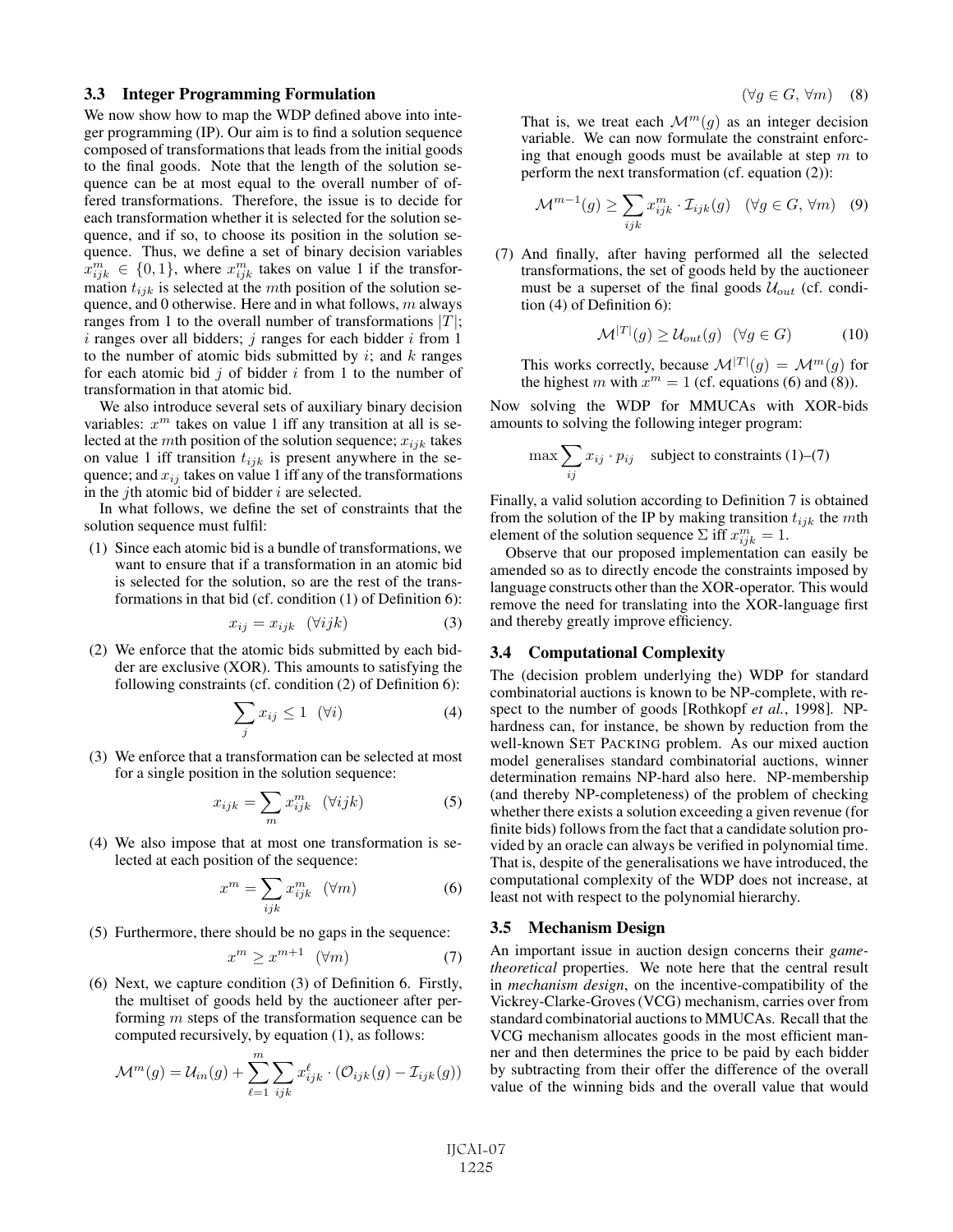### 3.3 Integer Programming Formulation

We now show how to map the WDP defined above into integer programming (IP). Our aim is to find a solution sequence composed of transformations that leads from the initial goods to the final goods. Note that the length of the solution sequence can be at most equal to the overall number of offered transformations. Therefore, the issue is to decide for each transformation whether it is selected for the solution sequence, and if so, to choose its position in the solution sequence. Thus, we define a set of binary decision variables $x^m_{ijk} \in \{0, 1\}$, where $x^m_{ijk}$ takes on value 1 if the transformation $t_{ijk}$ is selected at the $m$th position of the solution sequence, and 0 otherwise. Here and in what follows, $m$ always ranges from 1 to the overall number of transformations $|T|$; $i$ ranges over all bidders; $j$ ranges for each bidder $i$ from 1 to the number of atomic bids submitted by $i$; and $k$ ranges for each atomic bid $j$ of bidder $i$ from 1 to the number of transformation in that atomic bid.

We also introduce several sets of auxiliary binary decision variables: $x^m$ takes on value 1 iff any transition at all is selected at the $m$th position of the solution sequence; $x_{ijk}$ takes on value 1 iff transition $t_{ijk}$ is present anywhere in the sequence; and $x_{ij}$ takes on value 1 iff any of the transformations in the $j$th atomic bid of bidder $i$ are selected.

In what follows, we define the set of constraints that the solution sequence must fulfil:

(1) Since each atomic bid is a bundle of transformations, we want to ensure that if a transformation in an atomic bid is selected for the solution, so are the rest of the transformations in that bid (cf. condition (1) of Definition 6):

$$x_{ij} = x_{ijk} \quad (\forall ijk) \tag{3}$$

(2) We enforce that the atomic bids submitted by each bidder are exclusive (XOR). This amounts to satisfying the following constraints (cf. condition (2) of Definition 6):

$$\sum_j x_{ij} \leq 1 \quad (\forall i) \tag{4}$$

(3) We enforce that a transformation can be selected at most for a single position in the solution sequence:

$$x_{ijk} = \sum_m x^m_{ijk} \quad (\forall ijk) \tag{5}$$

(4) We also impose that at most one transformation is selected at each position of the sequence:

$$x^m = \sum_{ijk} x^m_{ijk} \quad (\forall m) \tag{6}$$

(5) Furthermore, there should be no gaps in the sequence:

$$x^m \geq x^{m+1} \quad (\forall m) \tag{7}$$

(6) Next, we capture condition (3) of Definition 6. Firstly, the multiset of goods held by the auctioneer after performing $m$ steps of the transformation sequence can be computed recursively, by equation (1), as follows:

$$\mathcal{M}^m(g) = \mathcal{U}_{in}(g) + \sum_{\ell=1}^{m} \sum_{ijk} x^{\ell}_{ijk} \cdot (\mathcal{O}_{ijk}(g) - \mathcal{I}_{ijk}(g)) \quad (\forall g \in G, \forall m) \tag{8}$$

That is, we treat each $\mathcal{M}^m(g)$ as an integer decision variable. We can now formulate the constraint enforcing that enough goods must be available at step $m$ to perform the next transformation (cf. equation (2)):

$$\mathcal{M}^{m-1}(g) \geq \sum_{ijk} x^m_{ijk} \cdot \mathcal{I}_{ijk}(g) \quad (\forall g \in G, \forall m) \tag{9}$$

(7) And finally, after having performed all the selected transformations, the set of goods held by the auctioneer must be a superset of the final goods $\mathcal{U}_{out}$ (cf. condition (4) of Definition 6):

$$\mathcal{M}^{|T|}(g) \geq \mathcal{U}_{out}(g) \quad (\forall g \in G) \tag{10}$$

This works correctly, because $\mathcal{M}^{|T|}(g) = \mathcal{M}^m(g)$ for the highest $m$ with $x^m = 1$ (cf. equations (6) and (8)).

Now solving the WDP for MMUCAs with XOR-bids amounts to solving the following integer program:

$$\max \sum_{ij} x_{ij} \cdot p_{ij} \quad \text{subject to constraints (1)–(7)}$$

Finally, a valid solution according to Definition 7 is obtained from the solution of the IP by making transition $t_{ijk}$ the $m$th element of the solution sequence $\Sigma$ iff $x^m_{ijk} = 1$.

Observe that our proposed implementation can easily be amended so as to directly encode the constraints imposed by language constructs other than the XOR-operator. This would remove the need for translating into the XOR-language first and thereby greatly improve efficiency.

### 3.4 Computational Complexity

The (decision problem underlying the) WDP for standard combinatorial auctions is known to be NP-complete, with respect to the number of goods [Rothkopf *et al.*, 1998]. NP-hardness can, for instance, be shown by reduction from the well-known SET PACKING problem. As our mixed auction model generalises standard combinatorial auctions, winner determination remains NP-hard also here. NP-membership (and thereby NP-completeness) of the problem of checking whether there exists a solution exceeding a given revenue (for finite bids) follows from the fact that a candidate solution provided by an oracle can always be verified in polynomial time. That is, despite of the generalisations we have introduced, the computational complexity of the WDP does not increase, at least not with respect to the polynomial hierarchy.

### 3.5 Mechanism Design

An important issue in auction design concerns their *game-theoretical* properties. We note here that the central result in *mechanism design*, on the incentive-compatibility of the Vickrey-Clarke-Groves (VCG) mechanism, carries over from standard combinatorial auctions to MMUCAs. Recall that the VCG mechanism allocates goods in the most efficient manner and then determines the price to be paid by each bidder by subtracting from their offer the difference of the overall value of the winning bids and the overall value that would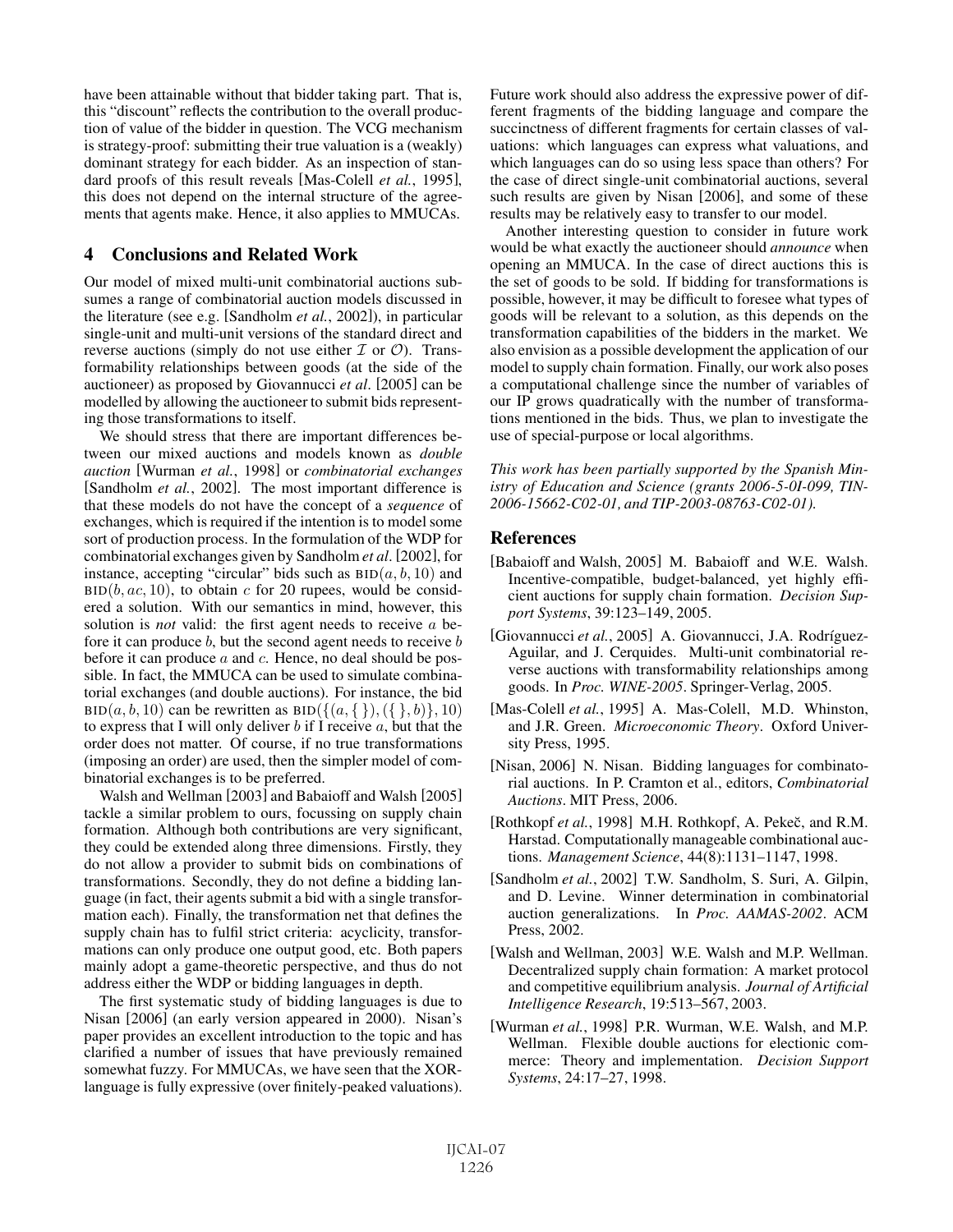have been attainable without that bidder taking part. That is, this "discount" reflects the contribution to the overall production of value of the bidder in question. The VCG mechanism is strategy-proof: submitting their true valuation is a (weakly) dominant strategy for each bidder. As an inspection of standard proofs of this result reveals [Mas-Colell *et al.*, 1995], this does not depend on the internal structure of the agreements that agents make. Hence, it also applies to MMUCAs.

## 4 Conclusions and Related Work

Our model of mixed multi-unit combinatorial auctions subsumes a range of combinatorial auction models discussed in the literature (see e.g. [Sandholm *et al.*, 2002]), in particular single-unit and multi-unit versions of the standard direct and reverse auctions (simply do not use either $\mathcal{I}$ or $\mathcal{O}$). Transformability relationships between goods (at the side of the auctioneer) as proposed by Giovannucci *et al*. [2005] can be modelled by allowing the auctioneer to submit bids representing those transformations to itself.

We should stress that there are important differences between our mixed auctions and models known as *double auction* [Wurman *et al.*, 1998] or *combinatorial exchanges* [Sandholm *et al.*, 2002]. The most important difference is that these models do not have the concept of a *sequence* of exchanges, which is required if the intention is to model some sort of production process. In the formulation of the WDP for combinatorial exchanges given by Sandholm *et al*. [2002], for instance, accepting "circular" bids such as $\text{BID}(a, b, 10)$ and $\text{BID}(b, ac, 10)$, to obtain $c$ for 20 rupees, would be considered a solution. With our semantics in mind, however, this solution is *not* valid: the first agent needs to receive $a$ before it can produce $b$, but the second agent needs to receive $b$ before it can produce $a$ and $c$. Hence, no deal should be possible. In fact, the MMUCA can be used to simulate combinatorial exchanges (and double auctions). For instance, the bid $\text{BID}(a, b, 10)$ can be rewritten as $\text{BID}(\{(a, \{\,\}), (\{\,\}, b)\}, 10)$ to express that I will only deliver $b$ if I receive $a$, but that the order does not matter. Of course, if no true transformations (imposing an order) are used, then the simpler model of combinatorial exchanges is to be preferred.

Walsh and Wellman [2003] and Babaioff and Walsh [2005] tackle a similar problem to ours, focussing on supply chain formation. Although both contributions are very significant, they could be extended along three dimensions. Firstly, they do not allow a provider to submit bids on combinations of transformations. Secondly, they do not define a bidding language (in fact, their agents submit a bid with a single transformation each). Finally, the transformation net that defines the supply chain has to fulfil strict criteria: acyclicity, transformations can only produce one output good, etc. Both papers mainly adopt a game-theoretic perspective, and thus do not address either the WDP or bidding languages in depth.

The first systematic study of bidding languages is due to Nisan [2006] (an early version appeared in 2000). Nisan's paper provides an excellent introduction to the topic and has clarified a number of issues that have previously remained somewhat fuzzy. For MMUCAs, we have seen that the XOR-language is fully expressive (over finitely-peaked valuations). Future work should also address the expressive power of different fragments of the bidding language and compare the succinctness of different fragments for certain classes of valuations: which languages can express what valuations, and which languages can do so using less space than others? For the case of direct single-unit combinatorial auctions, several such results are given by Nisan [2006], and some of these results may be relatively easy to transfer to our model.

Another interesting question to consider in future work would be what exactly the auctioneer should *announce* when opening an MMUCA. In the case of direct auctions this is the set of goods to be sold. If bidding for transformations is possible, however, it may be difficult to foresee what types of goods will be relevant to a solution, as this depends on the transformation capabilities of the bidders in the market. We also envision as a possible development the application of our model to supply chain formation. Finally, our work also poses a computational challenge since the number of variables of our IP grows quadratically with the number of transformations mentioned in the bids. Thus, we plan to investigate the use of special-purpose or local algorithms.

*This work has been partially supported by the Spanish Ministry of Education and Science (grants 2006-5-0I-099, TIN-2006-15662-C02-01, and TIP-2003-08763-C02-01).*

## References

[Babaioff and Walsh, 2005] M. Babaioff and W.E. Walsh. Incentive-compatible, budget-balanced, yet highly efficient auctions for supply chain formation. *Decision Support Systems*, 39:123–149, 2005.

[Giovannucci *et al.*, 2005] A. Giovannucci, J.A. Rodríguez-Aguilar, and J. Cerquides. Multi-unit combinatorial reverse auctions with transformability relationships among goods. In *Proc. WINE-2005*. Springer-Verlag, 2005.

[Mas-Colell *et al.*, 1995] A. Mas-Colell, M.D. Whinston, and J.R. Green. *Microeconomic Theory*. Oxford University Press, 1995.

[Nisan, 2006] N. Nisan. Bidding languages for combinatorial auctions. In P. Cramton et al., editors, *Combinatorial Auctions*. MIT Press, 2006.

[Rothkopf *et al.*, 1998] M.H. Rothkopf, A. Pekeč, and R.M. Harstad. Computationally manageable combinational auctions. *Management Science*, 44(8):1131–1147, 1998.

[Sandholm *et al.*, 2002] T.W. Sandholm, S. Suri, A. Gilpin, and D. Levine. Winner determination in combinatorial auction generalizations. In *Proc. AAMAS-2002*. ACM Press, 2002.

[Walsh and Wellman, 2003] W.E. Walsh and M.P. Wellman. Decentralized supply chain formation: A market protocol and competitive equilibrium analysis. *Journal of Artificial Intelligence Research*, 19:513–567, 2003.

[Wurman *et al.*, 1998] P.R. Wurman, W.E. Walsh, and M.P. Wellman. Flexible double auctions for electionic commerce: Theory and implementation. *Decision Support Systems*, 24:17–27, 1998.